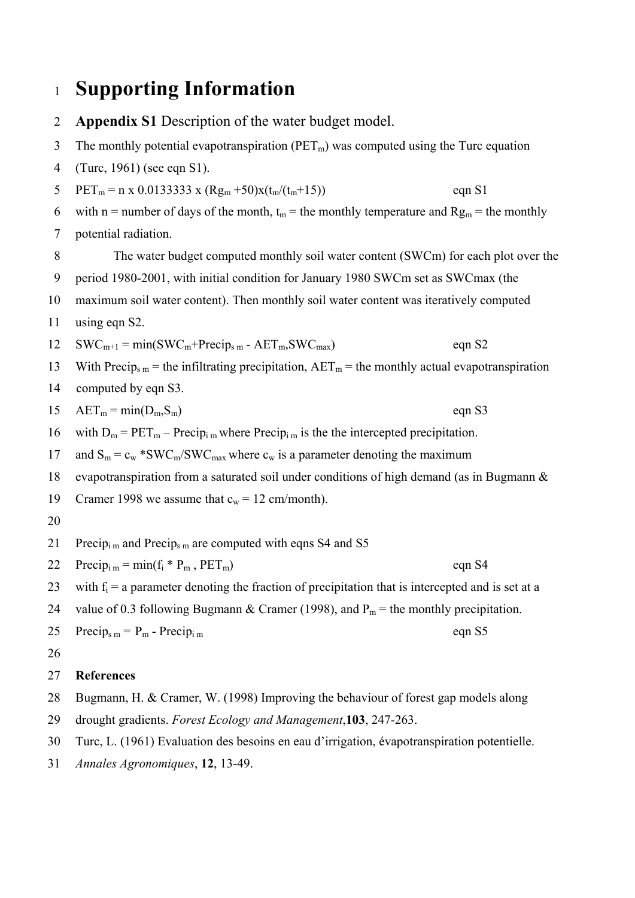# Supporting Information

**Appendix S1** Description of the water budget model.

The monthly potential evapotranspiration ($PET_m$) was computed using the Turc equation (Turc, 1961) (see eqn S1).

$$PET_m = n \times 0.0133333 \times (Rg_m + 50) \times (t_m/(t_m+15)) \qquad \text{eqn S1}$$

with n = number of days of the month, $t_m$ = the monthly temperature and $Rg_m$ = the monthly potential radiation.

The water budget computed monthly soil water content (SWCm) for each plot over the period 1980-2001, with initial condition for January 1980 SWCm set as SWCmax (the maximum soil water content). Then monthly soil water content was iteratively computed using eqn S2.

$$SWC_{m+1} = \min(SWC_m + Precip_{s\,m} - AET_m, SWC_{max}) \qquad \text{eqn S2}$$

With $Precip_{s\,m}$ = the infiltrating precipitation, $AET_m$ = the monthly actual evapotranspiration computed by eqn S3.

$$AET_m = \min(D_m, S_m) \qquad \text{eqn S3}$$

with $D_m = PET_m - Precip_{i\,m}$ where $Precip_{i\,m}$ is the the intercepted precipitation. and $S_m = c_w * SWC_m / SWC_{max}$ where $c_w$ is a parameter denoting the maximum evapotranspiration from a saturated soil under conditions of high demand (as in Bugmann & Cramer 1998 we assume that $c_w$ = 12 cm/month).

$Precip_{i\,m}$ and $Precip_{s\,m}$ are computed with eqns S4 and S5

$$Precip_{i\,m} = \min(f_i * P_m, PET_m) \qquad \text{eqn S4}$$

with $f_i$ = a parameter denoting the fraction of precipitation that is intercepted and is set at a value of 0.3 following Bugmann & Cramer (1998), and $P_m$ = the monthly precipitation.

$$Precip_{s\,m} = P_m - Precip_{i\,m} \qquad \text{eqn S5}$$

**References**

Bugmann, H. & Cramer, W. (1998) Improving the behaviour of forest gap models along drought gradients. *Forest Ecology and Management*, **103**, 247-263.

Turc, L. (1961) Evaluation des besoins en eau d'irrigation, évapotranspiration potentielle. *Annales Agronomiques*, **12**, 13-49.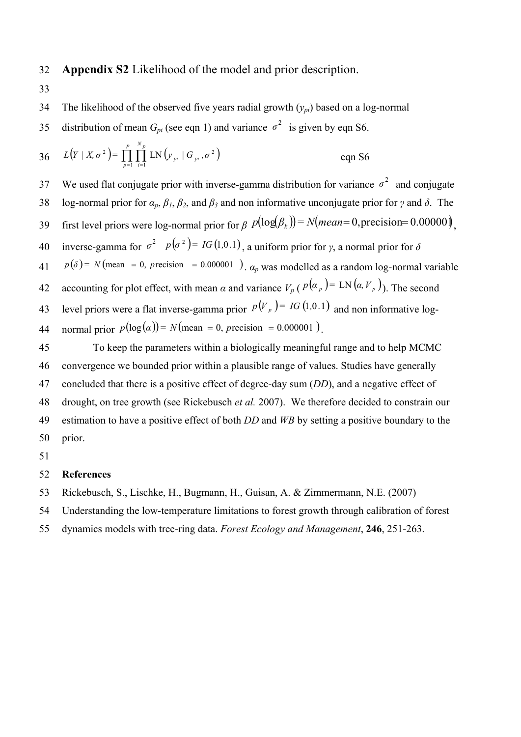**Appendix S2** Likelihood of the model and prior description.

The likelihood of the observed five years radial growth ($y_{pi}$) based on a log-normal distribution of mean $G_{pi}$ (see eqn 1) and variance $\sigma^2$ is given by eqn S6.

$$L\left(Y \mid X, \sigma^2\right) = \prod_{p=1}^{P} \prod_{i=1}^{N_p} \mathrm{LN}\left(y_{pi} \mid G_{pi}, \sigma^2\right) \qquad \text{eqn S6}$$

We used flat conjugate prior with inverse-gamma distribution for variance $\sigma^2$ and conjugate log-normal prior for $\alpha_p$, $\beta_1$, $\beta_2$, and $\beta_3$ and non informative unconjugate prior for $\gamma$ and $\delta$. The first level priors were log-normal prior for $\beta$ $p(\log(\beta_k)) = N(mean = 0, \text{precision} = 0.000001)$, inverse-gamma for $\sigma^2$ $p(\sigma^2) = IG(1, 0.1)$, a uniform prior for $\gamma$, a normal prior for $\delta$ $p(\delta) = N(\text{mean} = 0, \text{precision} = 0.000001)$. $\alpha_p$ was modelled as a random log-normal variable accounting for plot effect, with mean $\alpha$ and variance $V_p$ ($p(\alpha_p) = \mathrm{LN}(\alpha, V_p)$). The second level priors were a flat inverse-gamma prior $p(V_p) = IG(1, 0.1)$ and non informative log-normal prior $p(\log(\alpha)) = N(\text{mean} = 0, \text{precision} = 0.000001)$.

To keep the parameters within a biologically meaningful range and to help MCMC convergence we bounded prior within a plausible range of values. Studies have generally concluded that there is a positive effect of degree-day sum (*DD*), and a negative effect of drought, on tree growth (see Rickebusch *et al.* 2007). We therefore decided to constrain our estimation to have a positive effect of both *DD* and *WB* by setting a positive boundary to the prior.

**References**

Rickebusch, S., Lischke, H., Bugmann, H., Guisan, A. & Zimmermann, N.E. (2007) Understanding the low-temperature limitations to forest growth through calibration of forest dynamics models with tree-ring data. *Forest Ecology and Management*, **246**, 251-263.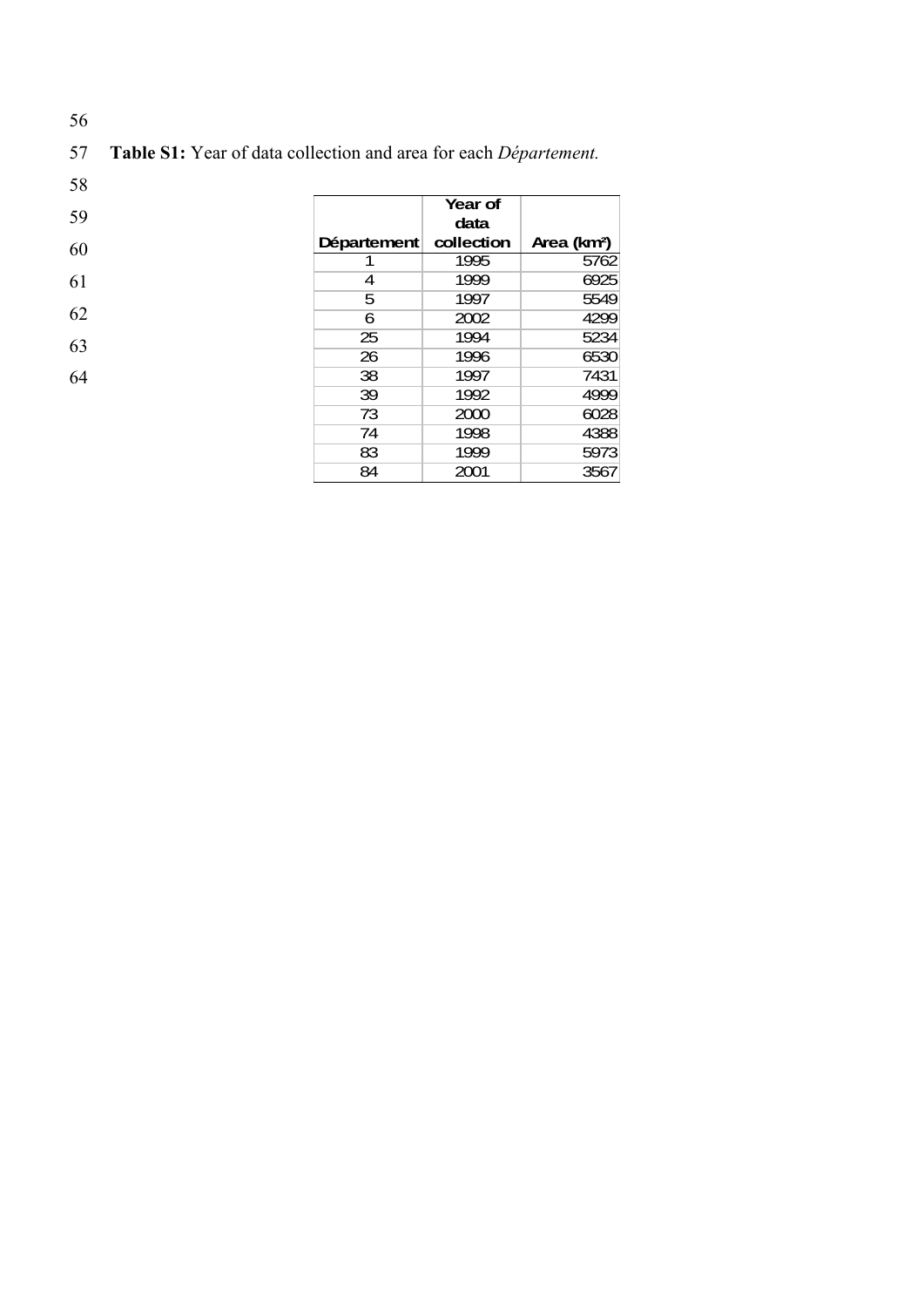**Table S1:** Year of data collection and area for each *Département.*

| Département | Year of data collection | Area (km²) |
|---|---|---|
| 1 | 1995 | 5762 |
| 4 | 1999 | 6925 |
| 5 | 1997 | 5549 |
| 6 | 2002 | 4299 |
| 25 | 1994 | 5234 |
| 26 | 1996 | 6530 |
| 38 | 1997 | 7431 |
| 39 | 1992 | 4999 |
| 73 | 2000 | 6028 |
| 74 | 1998 | 4388 |
| 83 | 1999 | 5973 |
| 84 | 2001 | 3567 |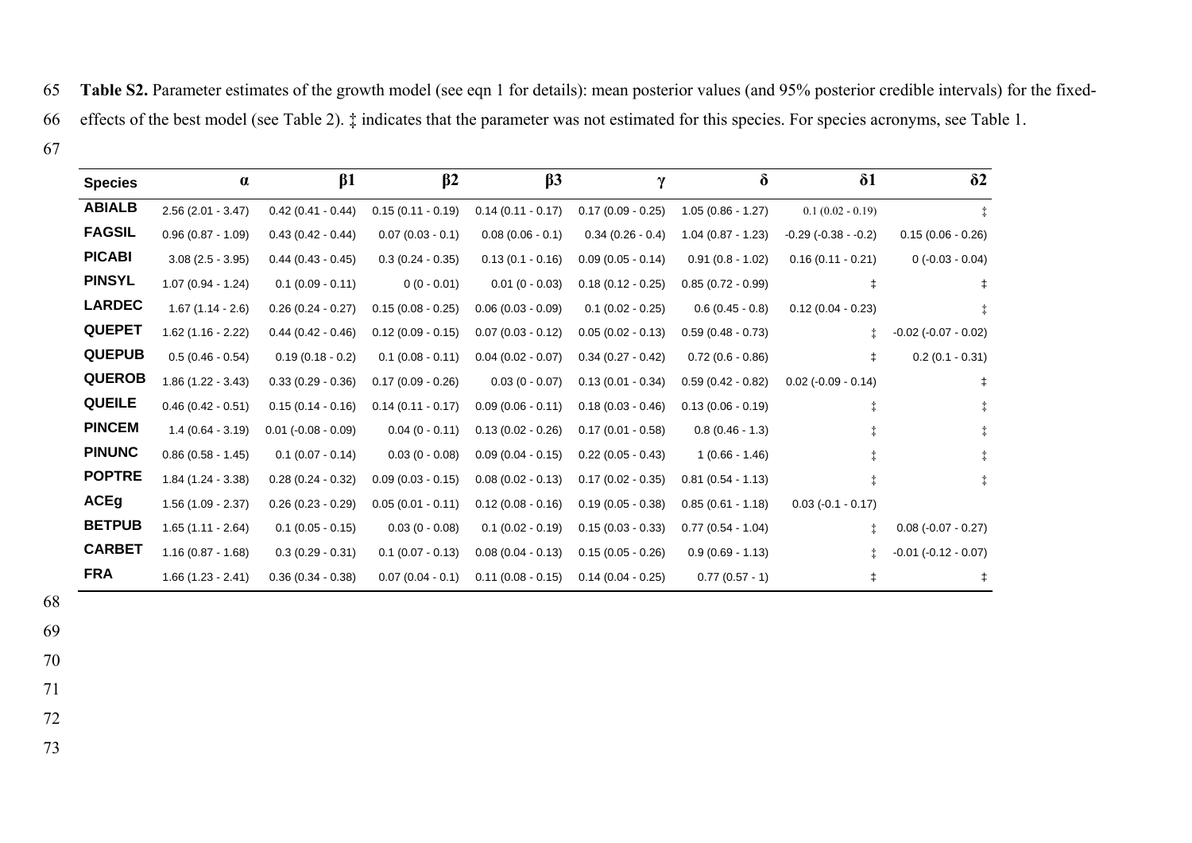**Table S2.** Parameter estimates of the growth model (see eqn 1 for details): mean posterior values (and 95% posterior credible intervals) for the fixed-effects of the best model (see Table 2). ‡ indicates that the parameter was not estimated for this species. For species acronyms, see Table 1.

| Species | α | β1 | β2 | β3 | γ | δ | δ1 | δ2 |
|---|---|---|---|---|---|---|---|---|
| **ABIALB** | 2.56 (2.01 - 3.47) | 0.42 (0.41 - 0.44) | 0.15 (0.11 - 0.19) | 0.14 (0.11 - 0.17) | 0.17 (0.09 - 0.25) | 1.05 (0.86 - 1.27) | 0.1 (0.02 - 0.19) | ‡ |
| **FAGSIL** | 0.96 (0.87 - 1.09) | 0.43 (0.42 - 0.44) | 0.07 (0.03 - 0.1) | 0.08 (0.06 - 0.1) | 0.34 (0.26 - 0.4) | 1.04 (0.87 - 1.23) | -0.29 (-0.38 - -0.2) | 0.15 (0.06 - 0.26) |
| **PICABI** | 3.08 (2.5 - 3.95) | 0.44 (0.43 - 0.45) | 0.3 (0.24 - 0.35) | 0.13 (0.1 - 0.16) | 0.09 (0.05 - 0.14) | 0.91 (0.8 - 1.02) | 0.16 (0.11 - 0.21) | 0 (-0.03 - 0.04) |
| **PINSYL** | 1.07 (0.94 - 1.24) | 0.1 (0.09 - 0.11) | 0 (0 - 0.01) | 0.01 (0 - 0.03) | 0.18 (0.12 - 0.25) | 0.85 (0.72 - 0.99) | ‡ | ‡ |
| **LARDEC** | 1.67 (1.14 - 2.6) | 0.26 (0.24 - 0.27) | 0.15 (0.08 - 0.25) | 0.06 (0.03 - 0.09) | 0.1 (0.02 - 0.25) | 0.6 (0.45 - 0.8) | 0.12 (0.04 - 0.23) | ‡ |
| **QUEPET** | 1.62 (1.16 - 2.22) | 0.44 (0.42 - 0.46) | 0.12 (0.09 - 0.15) | 0.07 (0.03 - 0.12) | 0.05 (0.02 - 0.13) | 0.59 (0.48 - 0.73) | ‡ | -0.02 (-0.07 - 0.02) |
| **QUEPUB** | 0.5 (0.46 - 0.54) | 0.19 (0.18 - 0.2) | 0.1 (0.08 - 0.11) | 0.04 (0.02 - 0.07) | 0.34 (0.27 - 0.42) | 0.72 (0.6 - 0.86) | ‡ | 0.2 (0.1 - 0.31) |
| **QUEROB** | 1.86 (1.22 - 3.43) | 0.33 (0.29 - 0.36) | 0.17 (0.09 - 0.26) | 0.03 (0 - 0.07) | 0.13 (0.01 - 0.34) | 0.59 (0.42 - 0.82) | 0.02 (-0.09 - 0.14) | ‡ |
| **QUEILE** | 0.46 (0.42 - 0.51) | 0.15 (0.14 - 0.16) | 0.14 (0.11 - 0.17) | 0.09 (0.06 - 0.11) | 0.18 (0.03 - 0.46) | 0.13 (0.06 - 0.19) | ‡ | ‡ |
| **PINCEM** | 1.4 (0.64 - 3.19) | 0.01 (-0.08 - 0.09) | 0.04 (0 - 0.11) | 0.13 (0.02 - 0.26) | 0.17 (0.01 - 0.58) | 0.8 (0.46 - 1.3) | ‡ | ‡ |
| **PINUNC** | 0.86 (0.58 - 1.45) | 0.1 (0.07 - 0.14) | 0.03 (0 - 0.08) | 0.09 (0.04 - 0.15) | 0.22 (0.05 - 0.43) | 1 (0.66 - 1.46) | ‡ | ‡ |
| **POPTRE** | 1.84 (1.24 - 3.38) | 0.28 (0.24 - 0.32) | 0.09 (0.03 - 0.15) | 0.08 (0.02 - 0.13) | 0.17 (0.02 - 0.35) | 0.81 (0.54 - 1.13) | ‡ | ‡ |
| **ACEg** | 1.56 (1.09 - 2.37) | 0.26 (0.23 - 0.29) | 0.05 (0.01 - 0.11) | 0.12 (0.08 - 0.16) | 0.19 (0.05 - 0.38) | 0.85 (0.61 - 1.18) | 0.03 (-0.1 - 0.17) | |
| **BETPUB** | 1.65 (1.11 - 2.64) | 0.1 (0.05 - 0.15) | 0.03 (0 - 0.08) | 0.1 (0.02 - 0.19) | 0.15 (0.03 - 0.33) | 0.77 (0.54 - 1.04) | ‡ | 0.08 (-0.07 - 0.27) |
| **CARBET** | 1.16 (0.87 - 1.68) | 0.3 (0.29 - 0.31) | 0.1 (0.07 - 0.13) | 0.08 (0.04 - 0.13) | 0.15 (0.05 - 0.26) | 0.9 (0.69 - 1.13) | ‡ | -0.01 (-0.12 - 0.07) |
| **FRA** | 1.66 (1.23 - 2.41) | 0.36 (0.34 - 0.38) | 0.07 (0.04 - 0.1) | 0.11 (0.08 - 0.15) | 0.14 (0.04 - 0.25) | 0.77 (0.57 - 1) | ‡ | ‡ |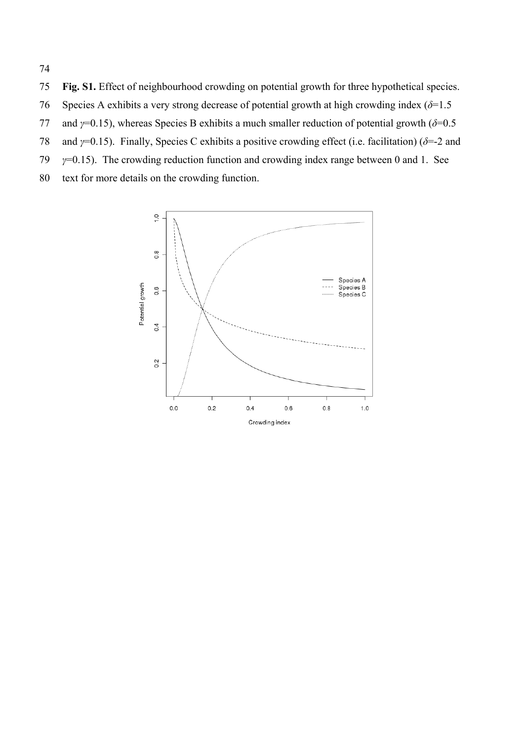**Fig. S1.** Effect of neighbourhood crowding on potential growth for three hypothetical species. Species A exhibits a very strong decrease of potential growth at high crowding index ($\delta$=1.5 and $\gamma$=0.15), whereas Species B exhibits a much smaller reduction of potential growth ($\delta$=0.5 and $\gamma$=0.15). Finally, Species C exhibits a positive crowding effect (i.e. facilitation) ($\delta$=-2 and $\gamma$=0.15). The crowding reduction function and crowding index range between 0 and 1. See text for more details on the crowding function.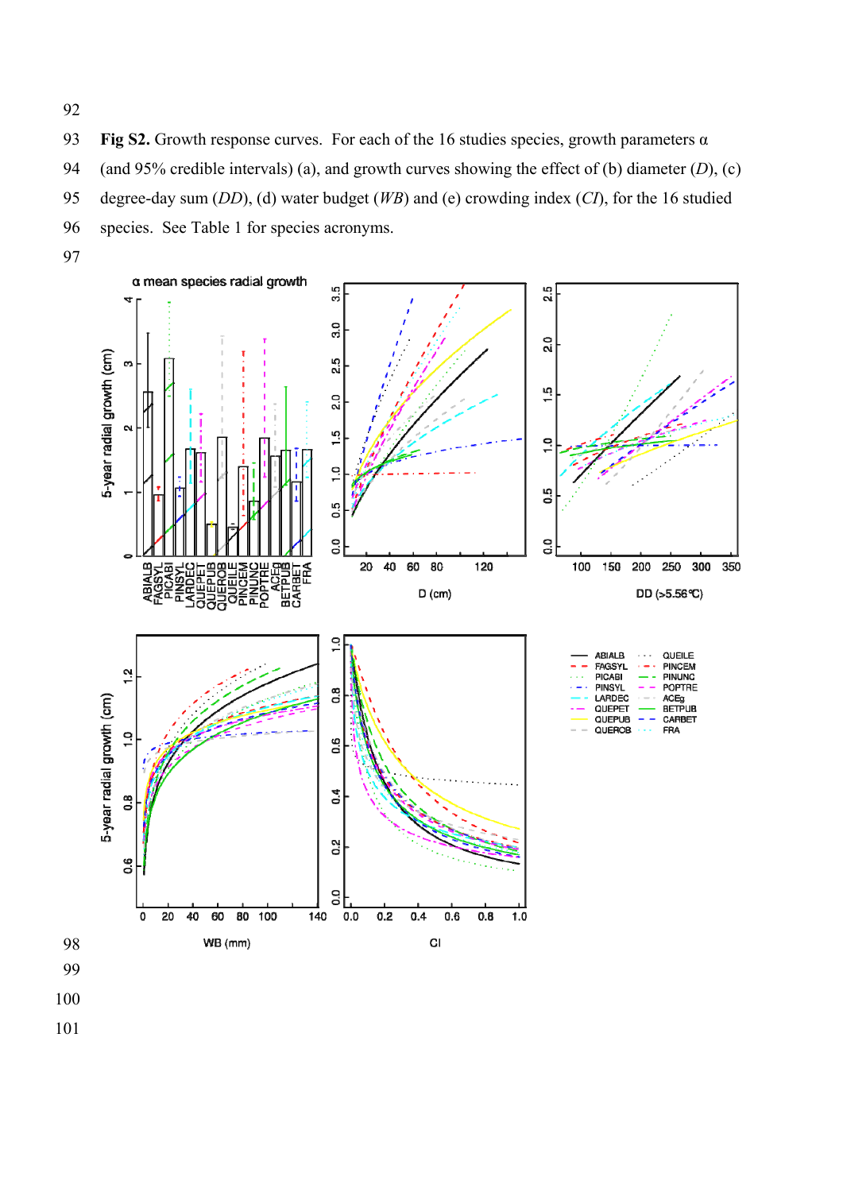**Fig S2.** Growth response curves. For each of the 16 studies species, growth parameters α (and 95% credible intervals) (a), and growth curves showing the effect of (b) diameter (*D*), (c) degree-day sum (*DD*), (d) water budget (*WB*) and (e) crowding index (*CI*), for the 16 studied species. See Table 1 for species acronyms.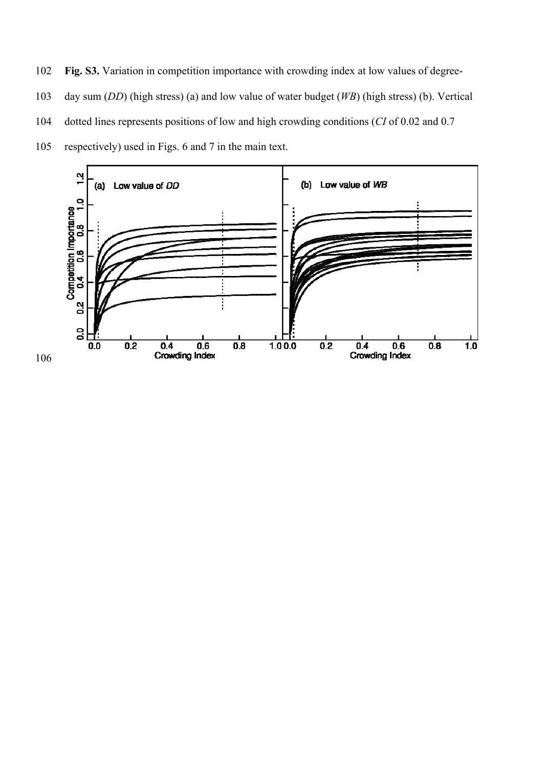**Fig. S3.** Variation in competition importance with crowding index at low values of degree-day sum (*DD*) (high stress) (a) and low value of water budget (*WB*) (high stress) (b). Vertical dotted lines represents positions of low and high crowding conditions (*CI* of 0.02 and 0.7 respectively) used in Figs. 6 and 7 in the main text.

(a) Low value of *DD*

(b) Low value of *WB*

Competition Importance

0.0
0.2
0.4
0.6
0.8
1.0
1.2

0.0
0.2
0.4
0.6
0.8
1.0

Crowding Index

0.0
0.2
0.4
0.6
0.8
1.0

Crowding Index